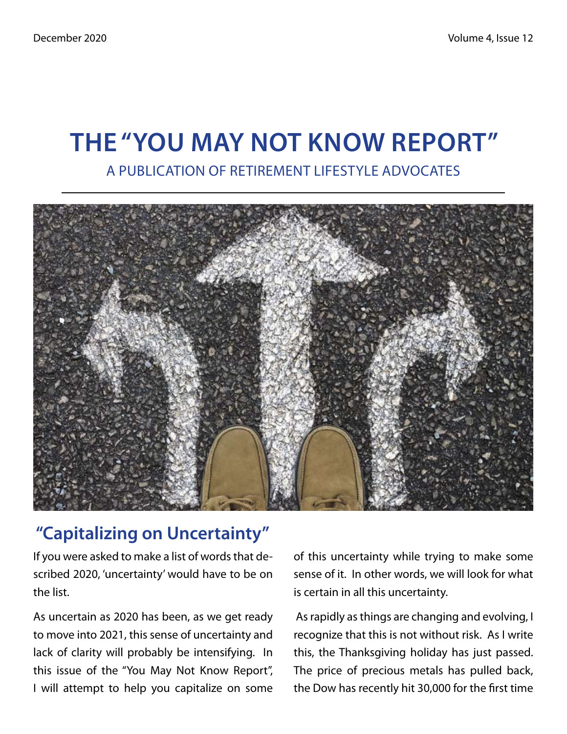# THE "YOU MAY NOT KNOW REPORT"

A PUBLICATION OF RETIREMENT LIFESTYLE ADVOCATES

## "Capitalizing on Uncertainty"

If you were asked to make a list of words that described 2020, 'uncertainty' would have to be on the list.

As uncertain as 2020 has been, as we get ready to move into 2021, this sense of uncertainty and lack of clarity will probably be intensifying. In this issue of the "You May Not Know Report", I will attempt to help you capitalize on some of this uncertainty while trying to make some sense of it. In other words, we will look for what is certain in all this uncertainty.

As rapidly as things are changing and evolving, I recognize that this is not without risk. As I write this, the Thanksgiving holiday has just passed. The price of precious metals has pulled back, the Dow has recently hit 30,000 for the first time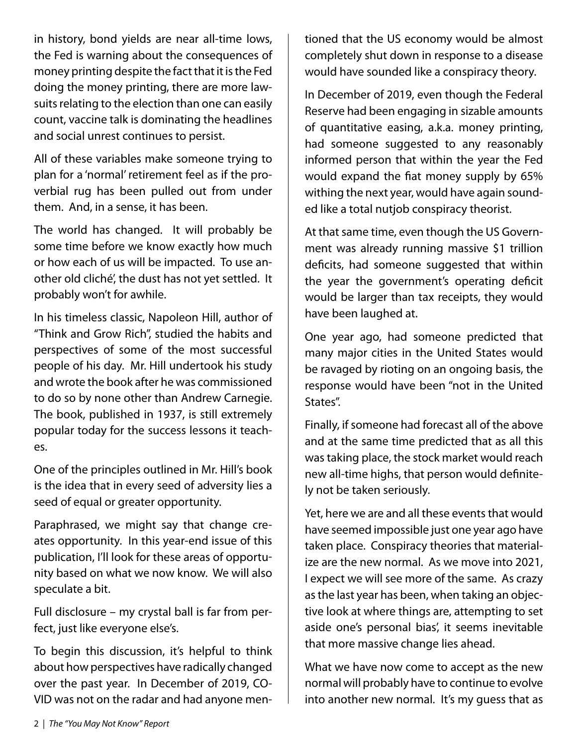in history, bond yields are near all-time lows, the Fed is warning about the consequences of money printing despite the fact that it is the Fed doing the money printing, there are more lawsuits relating to the election than one can easily count, vaccine talk is dominating the headlines and social unrest continues to persist.

All of these variables make someone trying to plan for a 'normal' retirement feel as if the proverbial rug has been pulled out from under them. And, in a sense, it has been.

The world has changed. It will probably be some time before we know exactly how much or how each of us will be impacted. To use another old cliché', the dust has not yet settled. It probably won't for awhile.

In his timeless classic, Napoleon Hill, author of "Think and Grow Rich", studied the habits and perspectives of some of the most successful people of his day. Mr. Hill undertook his study and wrote the book after he was commissioned to do so by none other than Andrew Carnegie. The book, published in 1937, is still extremely popular today for the success lessons it teaches.

One of the principles outlined in Mr. Hill's book is the idea that in every seed of adversity lies a seed of equal or greater opportunity.

Paraphrased, we might say that change creates opportunity. In this year-end issue of this publication, I'll look for these areas of opportunity based on what we now know. We will also speculate a bit.

Full disclosure – my crystal ball is far from perfect, just like everyone else's.

To begin this discussion, it's helpful to think about how perspectives have radically changed over the past year. In December of 2019, COVID was not on the radar and had anyone mentioned that the US economy would be almost completely shut down in response to a disease would have sounded like a conspiracy theory.

In December of 2019, even though the Federal Reserve had been engaging in sizable amounts of quantitative easing, a.k.a. money printing, had someone suggested to any reasonably informed person that within the year the Fed would expand the fiat money supply by 65% withing the next year, would have again sounded like a total nutjob conspiracy theorist.

At that same time, even though the US Government was already running massive \$1 trillion deficits, had someone suggested that within the year the government's operating deficit would be larger than tax receipts, they would have been laughed at.

One year ago, had someone predicted that many major cities in the United States would be ravaged by rioting on an ongoing basis, the response would have been "not in the United States".

Finally, if someone had forecast all of the above and at the same time predicted that as all this was taking place, the stock market would reach new all-time highs, that person would definitely not be taken seriously.

Yet, here we are and all these events that would have seemed impossible just one year ago have taken place. Conspiracy theories that materialize are the new normal. As we move into 2021, I expect we will see more of the same. As crazy as the last year has been, when taking an objective look at where things are, attempting to set aside one's personal bias', it seems inevitable that more massive change lies ahead.

What we have now come to accept as the new normal will probably have to continue to evolve into another new normal. It's my guess that as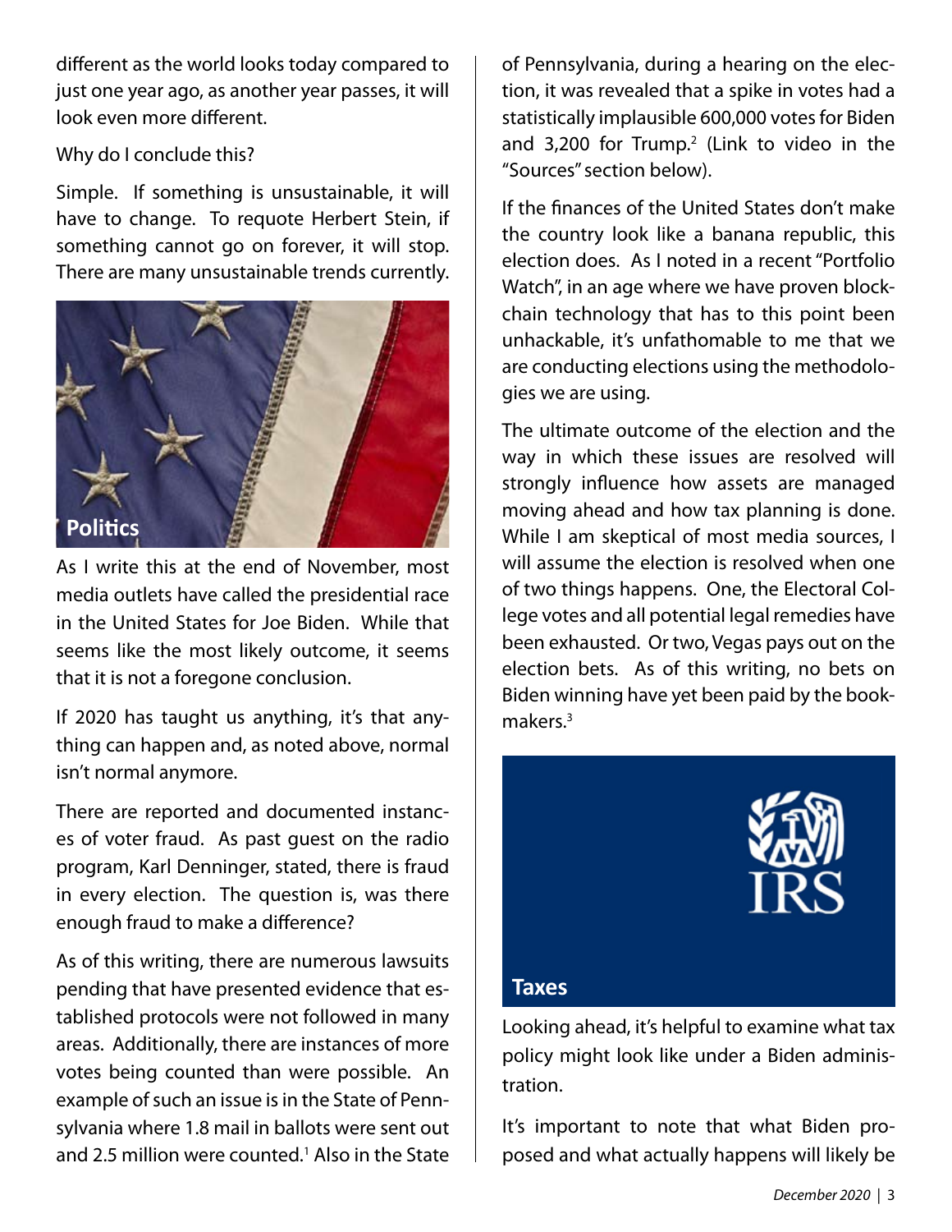different as the world looks today compared to just one year ago, as another year passes, it will look even more different.

Why do I conclude this?

Simple. If something is unsustainable, it will have to change. To requote Herbert Stein, if something cannot go on forever, it will stop. There are many unsustainable trends currently.

## Politics

As I write this at the end of November, most media outlets have called the presidential race in the United States for Joe Biden. While that seems like the most likely outcome, it seems that it is not a foregone conclusion.

If 2020 has taught us anything, it's that anything can happen and, as noted above, normal isn't normal anymore.

There are reported and documented instances of voter fraud. As past guest on the radio program, Karl Denninger, stated, there is fraud in every election. The question is, was there enough fraud to make a difference?

As of this writing, there are numerous lawsuits pending that have presented evidence that established protocols were not followed in many areas. Additionally, there are instances of more votes being counted than were possible. An example of such an issue is in the State of Pennsylvania where 1.8 mail in ballots were sent out and 2.5 million were counted.[1] Also in the State of Pennsylvania, during a hearing on the election, it was revealed that a spike in votes had a statistically implausible 600,000 votes for Biden and 3,200 for Trump.[2] (Link to video in the "Sources" section below).

If the finances of the United States don't make the country look like a banana republic, this election does. As I noted in a recent "Portfolio Watch", in an age where we have proven blockchain technology that has to this point been unhackable, it's unfathomable to me that we are conducting elections using the methodologies we are using.

The ultimate outcome of the election and the way in which these issues are resolved will strongly influence how assets are managed moving ahead and how tax planning is done. While I am skeptical of most media sources, I will assume the election is resolved when one of two things happens. One, the Electoral College votes and all potential legal remedies have been exhausted. Or two, Vegas pays out on the election bets. As of this writing, no bets on Biden winning have yet been paid by the bookmakers.[3]

## Taxes

Looking ahead, it's helpful to examine what tax policy might look like under a Biden administration.

It's important to note that what Biden proposed and what actually happens will likely be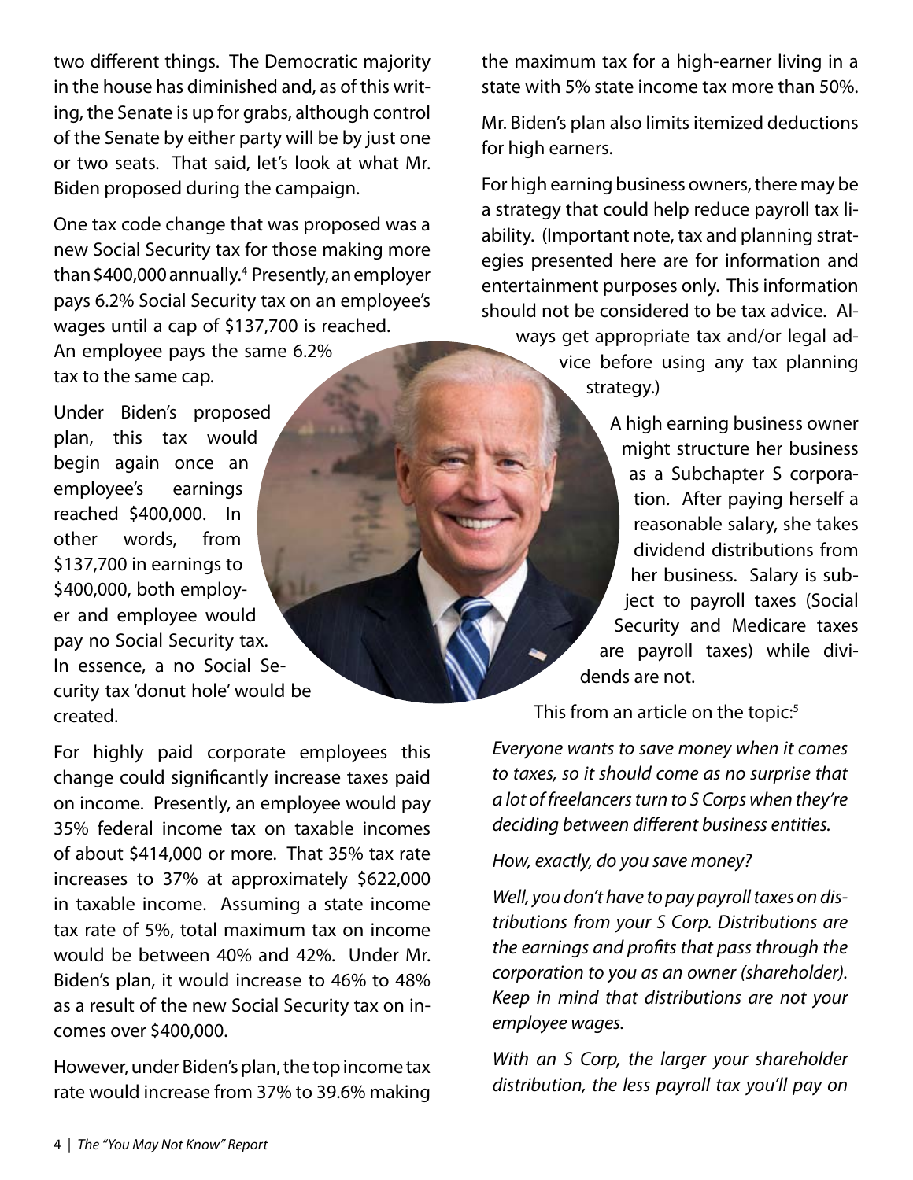two different things. The Democratic majority in the house has diminished and, as of this writing, the Senate is up for grabs, although control of the Senate by either party will be by just one or two seats. That said, let's look at what Mr. Biden proposed during the campaign.

One tax code change that was proposed was a new Social Security tax for those making more than $400,000 annually.[4] Presently, an employer pays 6.2% Social Security tax on an employee's wages until a cap of $137,700 is reached. An employee pays the same 6.2% tax to the same cap.

Under Biden's proposed plan, this tax would begin again once an employee's earnings reached $400,000. In other words, from $137,700 in earnings to $400,000, both employer and employee would pay no Social Security tax. In essence, a no Social Security tax 'donut hole' would be created.

For highly paid corporate employees this change could significantly increase taxes paid on income. Presently, an employee would pay 35% federal income tax on taxable incomes of about $414,000 or more. That 35% tax rate increases to 37% at approximately $622,000 in taxable income. Assuming a state income tax rate of 5%, total maximum tax on income would be between 40% and 42%. Under Mr. Biden's plan, it would increase to 46% to 48% as a result of the new Social Security tax on incomes over $400,000.

However, under Biden's plan, the top income tax rate would increase from 37% to 39.6% making the maximum tax for a high-earner living in a state with 5% state income tax more than 50%.

Mr. Biden's plan also limits itemized deductions for high earners.

For high earning business owners, there may be a strategy that could help reduce payroll tax liability. (Important note, tax and planning strategies presented here are for information and entertainment purposes only. This information should not be considered to be tax advice. Always get appropriate tax and/or legal advice before using any tax planning strategy.)

A high earning business owner might structure her business as a Subchapter S corporation. After paying herself a reasonable salary, she takes dividend distributions from her business. Salary is subject to payroll taxes (Social Security and Medicare taxes are payroll taxes) while dividends are not.

This from an article on the topic:[5]

*Everyone wants to save money when it comes to taxes, so it should come as no surprise that a lot of freelancers turn to S Corps when they're deciding between different business entities.*

*How, exactly, do you save money?*

*Well, you don't have to pay payroll taxes on distributions from your S Corp. Distributions are the earnings and profits that pass through the corporation to you as an owner (shareholder). Keep in mind that distributions are not your employee wages.*

*With an S Corp, the larger your shareholder distribution, the less payroll tax you'll pay on*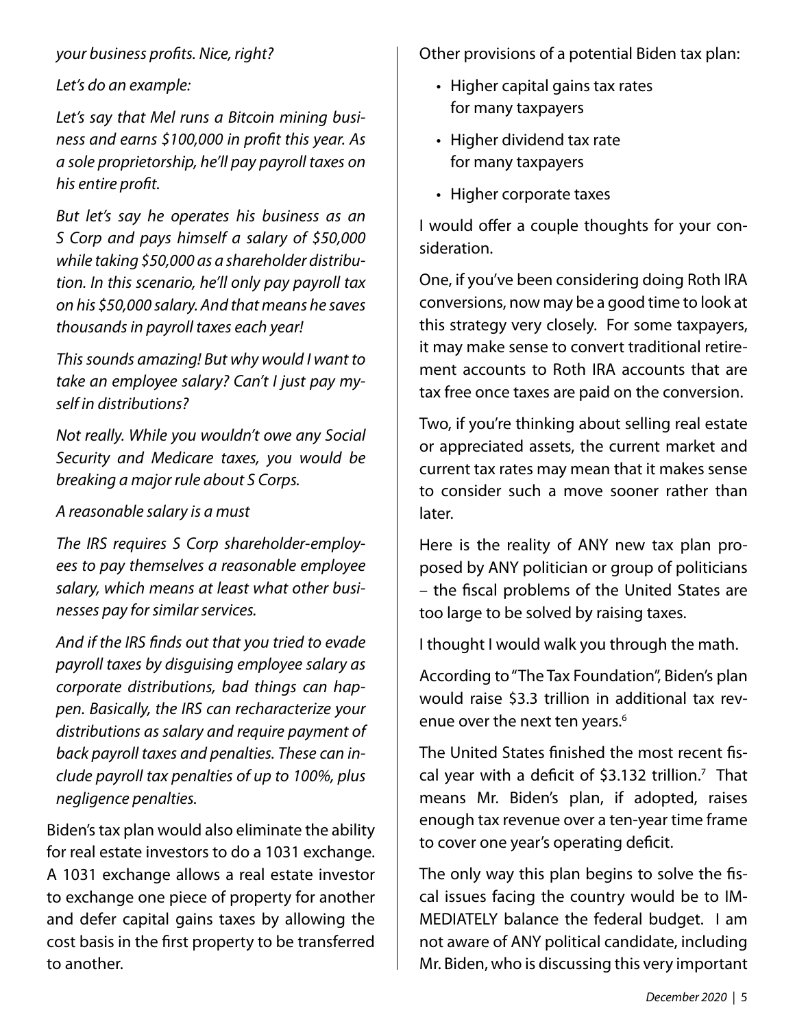*your business profits. Nice, right?*

*Let's do an example:*

*Let's say that Mel runs a Bitcoin mining business and earns $100,000 in profit this year. As a sole proprietorship, he'll pay payroll taxes on his entire profit.*

*But let's say he operates his business as an S Corp and pays himself a salary of $50,000 while taking $50,000 as a shareholder distribution. In this scenario, he'll only pay payroll tax on his $50,000 salary. And that means he saves thousands in payroll taxes each year!*

*This sounds amazing! But why would I want to take an employee salary? Can't I just pay myself in distributions?*

*Not really. While you wouldn't owe any Social Security and Medicare taxes, you would be breaking a major rule about S Corps.*

*A reasonable salary is a must*

*The IRS requires S Corp shareholder-employees to pay themselves a reasonable employee salary, which means at least what other businesses pay for similar services.*

*And if the IRS finds out that you tried to evade payroll taxes by disguising employee salary as corporate distributions, bad things can happen. Basically, the IRS can recharacterize your distributions as salary and require payment of back payroll taxes and penalties. These can include payroll tax penalties of up to 100%, plus negligence penalties.*

Biden's tax plan would also eliminate the ability for real estate investors to do a 1031 exchange. A 1031 exchange allows a real estate investor to exchange one piece of property for another and defer capital gains taxes by allowing the cost basis in the first property to be transferred to another.

Other provisions of a potential Biden tax plan:

- Higher capital gains tax rates for many taxpayers
- Higher dividend tax rate for many taxpayers
- Higher corporate taxes

I would offer a couple thoughts for your consideration.

One, if you've been considering doing Roth IRA conversions, now may be a good time to look at this strategy very closely. For some taxpayers, it may make sense to convert traditional retirement accounts to Roth IRA accounts that are tax free once taxes are paid on the conversion.

Two, if you're thinking about selling real estate or appreciated assets, the current market and current tax rates may mean that it makes sense to consider such a move sooner rather than later.

Here is the reality of ANY new tax plan proposed by ANY politician or group of politicians – the fiscal problems of the United States are too large to be solved by raising taxes.

I thought I would walk you through the math.

According to "The Tax Foundation", Biden's plan would raise $3.3 trillion in additional tax revenue over the next ten years.[6]

The United States finished the most recent fiscal year with a deficit of $3.132 trillion.[7] That means Mr. Biden's plan, if adopted, raises enough tax revenue over a ten-year time frame to cover one year's operating deficit.

The only way this plan begins to solve the fiscal issues facing the country would be to IMMEDIATELY balance the federal budget. I am not aware of ANY political candidate, including Mr. Biden, who is discussing this very important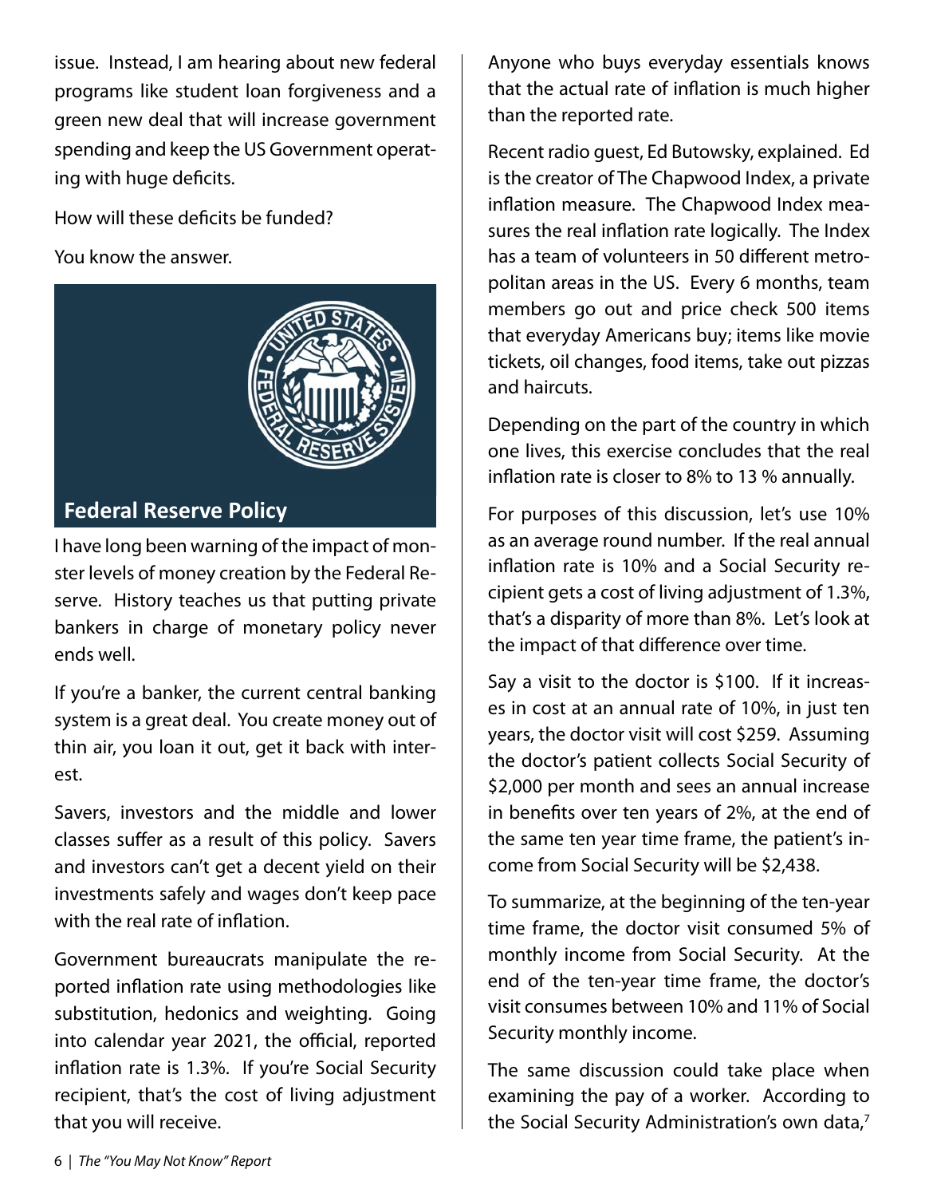issue. Instead, I am hearing about new federal programs like student loan forgiveness and a green new deal that will increase government spending and keep the US Government operating with huge deficits.

How will these deficits be funded?

You know the answer.

## Federal Reserve Policy

I have long been warning of the impact of monster levels of money creation by the Federal Reserve. History teaches us that putting private bankers in charge of monetary policy never ends well.

If you're a banker, the current central banking system is a great deal. You create money out of thin air, you loan it out, get it back with interest.

Savers, investors and the middle and lower classes suffer as a result of this policy. Savers and investors can't get a decent yield on their investments safely and wages don't keep pace with the real rate of inflation.

Government bureaucrats manipulate the reported inflation rate using methodologies like substitution, hedonics and weighting. Going into calendar year 2021, the official, reported inflation rate is 1.3%. If you're Social Security recipient, that's the cost of living adjustment that you will receive.

Anyone who buys everyday essentials knows that the actual rate of inflation is much higher than the reported rate.

Recent radio guest, Ed Butowsky, explained. Ed is the creator of The Chapwood Index, a private inflation measure. The Chapwood Index measures the real inflation rate logically. The Index has a team of volunteers in 50 different metropolitan areas in the US. Every 6 months, team members go out and price check 500 items that everyday Americans buy; items like movie tickets, oil changes, food items, take out pizzas and haircuts.

Depending on the part of the country in which one lives, this exercise concludes that the real inflation rate is closer to 8% to 13 % annually.

For purposes of this discussion, let's use 10% as an average round number. If the real annual inflation rate is 10% and a Social Security recipient gets a cost of living adjustment of 1.3%, that's a disparity of more than 8%. Let's look at the impact of that difference over time.

Say a visit to the doctor is $100. If it increases in cost at an annual rate of 10%, in just ten years, the doctor visit will cost $259. Assuming the doctor's patient collects Social Security of $2,000 per month and sees an annual increase in benefits over ten years of 2%, at the end of the same ten year time frame, the patient's income from Social Security will be $2,438.

To summarize, at the beginning of the ten-year time frame, the doctor visit consumed 5% of monthly income from Social Security. At the end of the ten-year time frame, the doctor's visit consumes between 10% and 11% of Social Security monthly income.

The same discussion could take place when examining the pay of a worker. According to the Social Security Administration's own data,[7]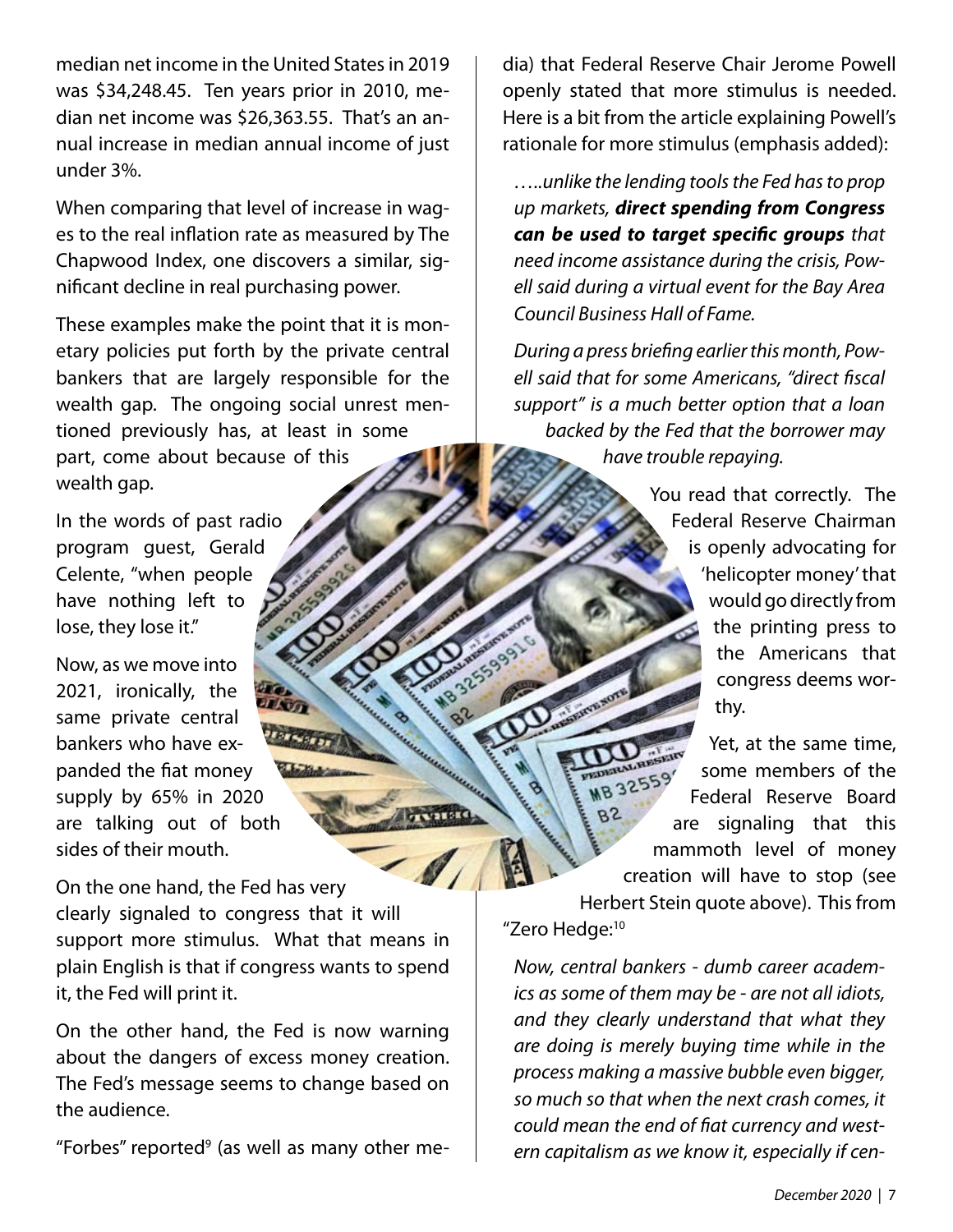median net income in the United States in 2019 was $34,248.45. Ten years prior in 2010, median net income was $26,363.55. That's an annual increase in median annual income of just under 3%.

When comparing that level of increase in wages to the real inflation rate as measured by The Chapwood Index, one discovers a similar, significant decline in real purchasing power.

These examples make the point that it is monetary policies put forth by the private central bankers that are largely responsible for the wealth gap. The ongoing social unrest mentioned previously has, at least in some part, come about because of this wealth gap.

In the words of past radio program guest, Gerald Celente, "when people have nothing left to lose, they lose it."

Now, as we move into 2021, ironically, the same private central bankers who have expanded the fiat money supply by 65% in 2020 are talking out of both sides of their mouth.

On the one hand, the Fed has very clearly signaled to congress that it will support more stimulus. What that means in plain English is that if congress wants to spend it, the Fed will print it.

On the other hand, the Fed is now warning about the dangers of excess money creation. The Fed's message seems to change based on the audience.

"Forbes" reported[9] (as well as many other media) that Federal Reserve Chair Jerome Powell openly stated that more stimulus is needed. Here is a bit from the article explaining Powell's rationale for more stimulus (emphasis added):

> *…..unlike the lending tools the Fed has to prop up markets, **direct spending from Congress can be used to target specific groups** that need income assistance during the crisis, Powell said during a virtual event for the Bay Area Council Business Hall of Fame.*
>
> *During a press briefing earlier this month, Powell said that for some Americans, "direct fiscal support" is a much better option that a loan backed by the Fed that the borrower may have trouble repaying.*

You read that correctly. The Federal Reserve Chairman is openly advocating for 'helicopter money' that would go directly from the printing press to the Americans that congress deems worthy.

Yet, at the same time, some members of the Federal Reserve Board are signaling that this mammoth level of money creation will have to stop (see Herbert Stein quote above). This from "Zero Hedge:[10]

> *Now, central bankers - dumb career academics as some of them may be - are not all idiots, and they clearly understand that what they are doing is merely buying time while in the process making a massive bubble even bigger, so much so that when the next crash comes, it could mean the end of fiat currency and western capitalism as we know it, especially if cen-*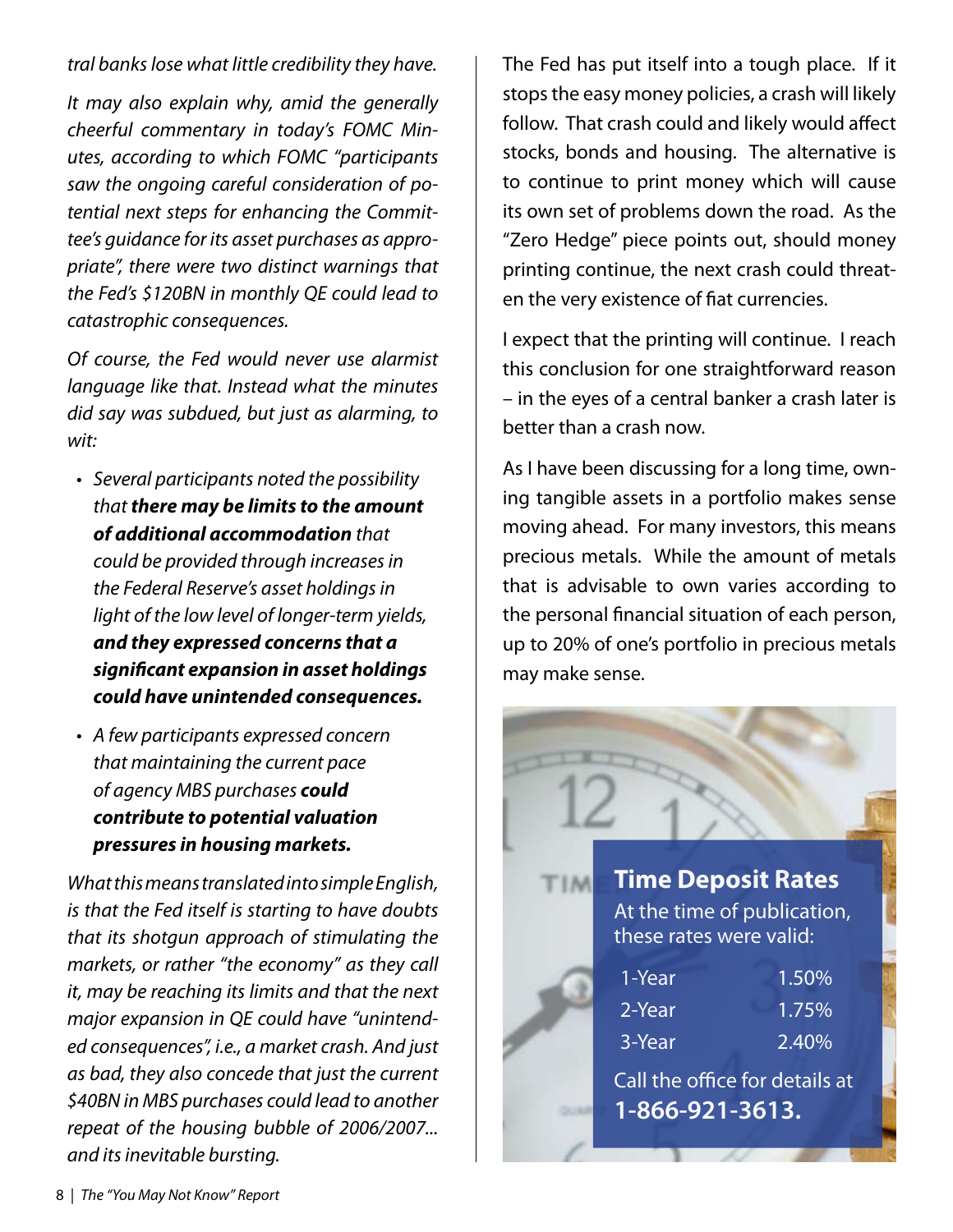*tral banks lose what little credibility they have.*

*It may also explain why, amid the generally cheerful commentary in today's FOMC Minutes, according to which FOMC "participants saw the ongoing careful consideration of potential next steps for enhancing the Committee's guidance for its asset purchases as appropriate", there were two distinct warnings that the Fed's $120BN in monthly QE could lead to catastrophic consequences.*

*Of course, the Fed would never use alarmist language like that. Instead what the minutes did say was subdued, but just as alarming, to wit:*

- *Several participants noted the possibility that* ***there may be limits to the amount of additional accommodation*** *that could be provided through increases in the Federal Reserve's asset holdings in light of the low level of longer-term yields,* ***and they expressed concerns that a significant expansion in asset holdings could have unintended consequences.***
- *A few participants expressed concern that maintaining the current pace of agency MBS purchases* ***could contribute to potential valuation pressures in housing markets.***

*What this means translated into simple English, is that the Fed itself is starting to have doubts that its shotgun approach of stimulating the markets, or rather "the economy" as they call it, may be reaching its limits and that the next major expansion in QE could have "unintended consequences", i.e., a market crash. And just as bad, they also concede that just the current $40BN in MBS purchases could lead to another repeat of the housing bubble of 2006/2007... and its inevitable bursting.*

The Fed has put itself into a tough place. If it stops the easy money policies, a crash will likely follow. That crash could and likely would affect stocks, bonds and housing. The alternative is to continue to print money which will cause its own set of problems down the road. As the "Zero Hedge" piece points out, should money printing continue, the next crash could threaten the very existence of fiat currencies.

I expect that the printing will continue. I reach this conclusion for one straightforward reason – in the eyes of a central banker a crash later is better than a crash now.

As I have been discussing for a long time, owning tangible assets in a portfolio makes sense moving ahead. For many investors, this means precious metals. While the amount of metals that is advisable to own varies according to the personal financial situation of each person, up to 20% of one's portfolio in precious metals may make sense.

## Time Deposit Rates

At the time of publication, these rates were valid:

| Term | Rate |
| --- | --- |
| 1-Year | 1.50% |
| 2-Year | 1.75% |
| 3-Year | 2.40% |

Call the office for details at **1-866-921-3613.**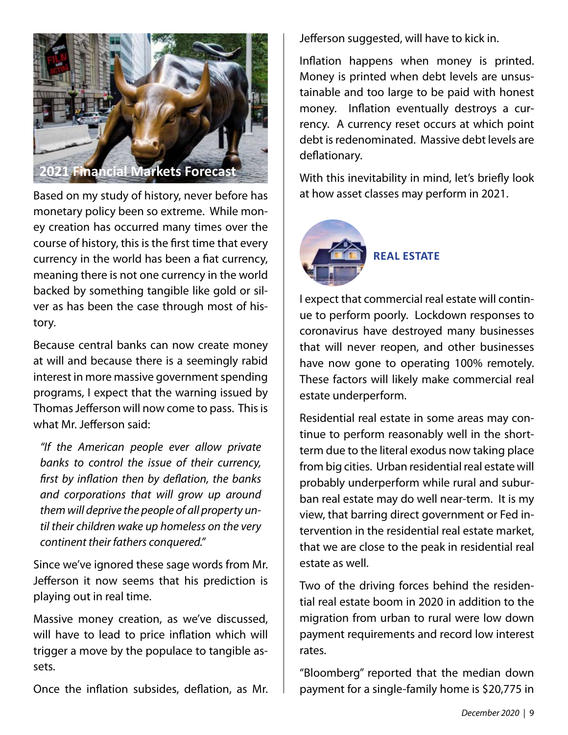## 2021 Financial Markets Forecast

Based on my study of history, never before has monetary policy been so extreme. While money creation has occurred many times over the course of history, this is the first time that every currency in the world has been a fiat currency, meaning there is not one currency in the world backed by something tangible like gold or silver as has been the case through most of history.

Because central banks can now create money at will and because there is a seemingly rabid interest in more massive government spending programs, I expect that the warning issued by Thomas Jefferson will now come to pass. This is what Mr. Jefferson said:

> *"If the American people ever allow private banks to control the issue of their currency, first by inflation then by deflation, the banks and corporations that will grow up around them will deprive the people of all property until their children wake up homeless on the very continent their fathers conquered."*

Since we've ignored these sage words from Mr. Jefferson it now seems that his prediction is playing out in real time.

Massive money creation, as we've discussed, will have to lead to price inflation which will trigger a move by the populace to tangible assets.

Once the inflation subsides, deflation, as Mr. Jefferson suggested, will have to kick in.

Inflation happens when money is printed. Money is printed when debt levels are unsustainable and too large to be paid with honest money. Inflation eventually destroys a currency. A currency reset occurs at which point debt is redenominated. Massive debt levels are deflationary.

With this inevitability in mind, let's briefly look at how asset classes may perform in 2021.

### REAL ESTATE

I expect that commercial real estate will continue to perform poorly. Lockdown responses to coronavirus have destroyed many businesses that will never reopen, and other businesses have now gone to operating 100% remotely. These factors will likely make commercial real estate underperform.

Residential real estate in some areas may continue to perform reasonably well in the short-term due to the literal exodus now taking place from big cities. Urban residential real estate will probably underperform while rural and suburban real estate may do well near-term. It is my view, that barring direct government or Fed intervention in the residential real estate market, that we are close to the peak in residential real estate as well.

Two of the driving forces behind the residential real estate boom in 2020 in addition to the migration from urban to rural were low down payment requirements and record low interest rates.

"Bloomberg" reported that the median down payment for a single-family home is $20,775 in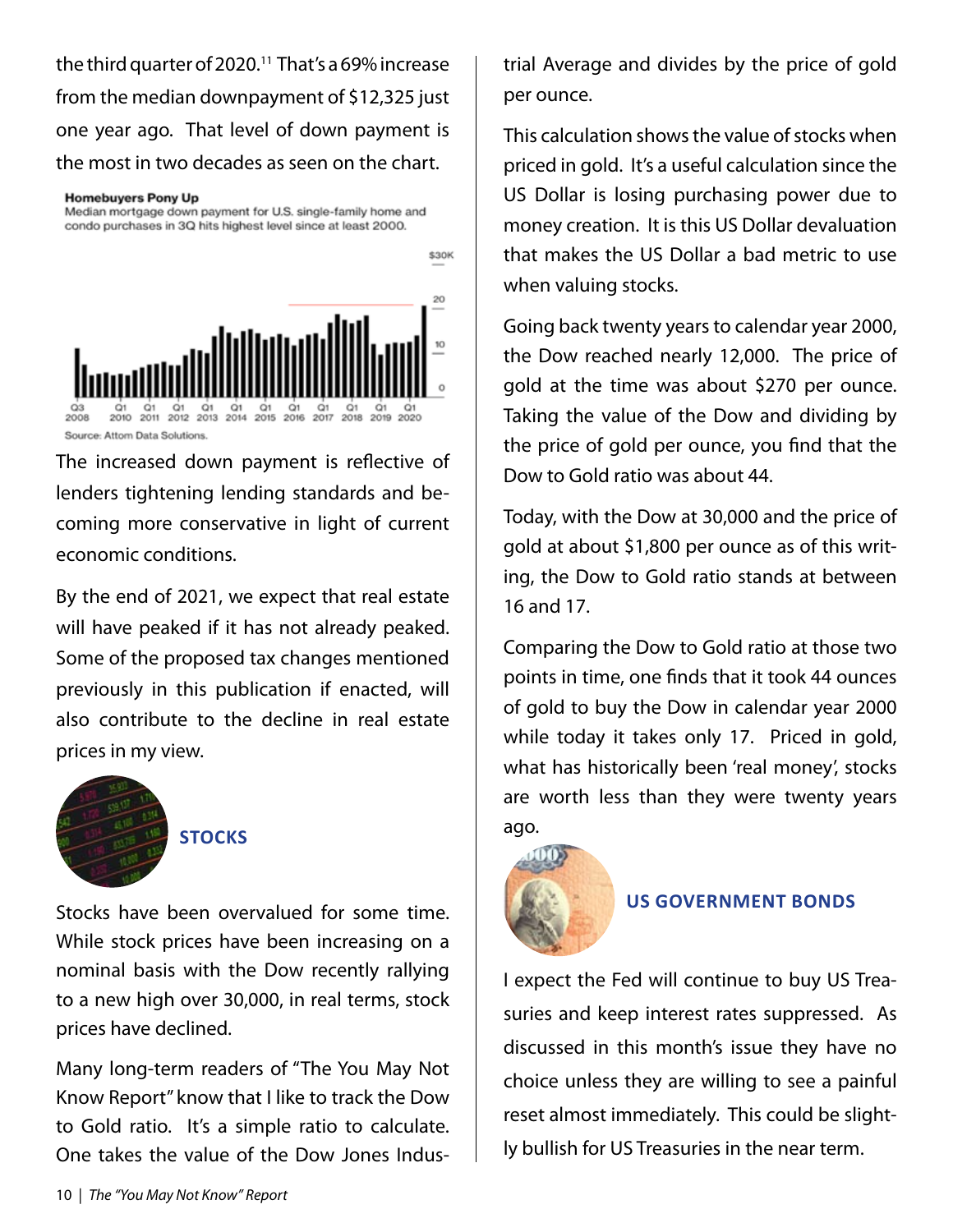the third quarter of 2020.[11] That's a 69% increase from the median downpayment of $12,325 just one year ago. That level of down payment is the most in two decades as seen on the chart.

**Homebuyers Pony Up**
Median mortgage down payment for U.S. single-family home and condo purchases in 3Q hits highest level since at least 2000.

Source: Attom Data Solutions.

The increased down payment is reflective of lenders tightening lending standards and becoming more conservative in light of current economic conditions.

By the end of 2021, we expect that real estate will have peaked if it has not already peaked. Some of the proposed tax changes mentioned previously in this publication if enacted, will also contribute to the decline in real estate prices in my view.

## STOCKS

Stocks have been overvalued for some time. While stock prices have been increasing on a nominal basis with the Dow recently rallying to a new high over 30,000, in real terms, stock prices have declined.

Many long-term readers of "The You May Not Know Report" know that I like to track the Dow to Gold ratio. It's a simple ratio to calculate. One takes the value of the Dow Jones Industrial Average and divides by the price of gold per ounce.

This calculation shows the value of stocks when priced in gold. It's a useful calculation since the US Dollar is losing purchasing power due to money creation. It is this US Dollar devaluation that makes the US Dollar a bad metric to use when valuing stocks.

Going back twenty years to calendar year 2000, the Dow reached nearly 12,000. The price of gold at the time was about $270 per ounce. Taking the value of the Dow and dividing by the price of gold per ounce, you find that the Dow to Gold ratio was about 44.

Today, with the Dow at 30,000 and the price of gold at about $1,800 per ounce as of this writing, the Dow to Gold ratio stands at between 16 and 17.

Comparing the Dow to Gold ratio at those two points in time, one finds that it took 44 ounces of gold to buy the Dow in calendar year 2000 while today it takes only 17. Priced in gold, what has historically been 'real money', stocks are worth less than they were twenty years ago.

## US GOVERNMENT BONDS

I expect the Fed will continue to buy US Treasuries and keep interest rates suppressed. As discussed in this month's issue they have no choice unless they are willing to see a painful reset almost immediately. This could be slightly bullish for US Treasuries in the near term.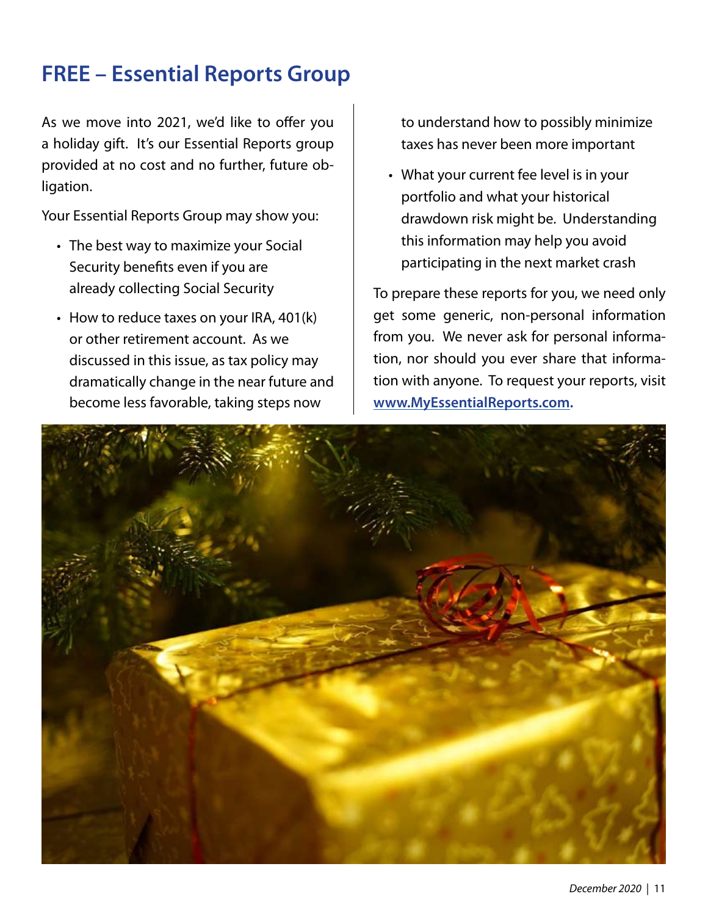# FREE – Essential Reports Group

As we move into 2021, we'd like to offer you a holiday gift. It's our Essential Reports group provided at no cost and no further, future obligation.

Your Essential Reports Group may show you:

- The best way to maximize your Social Security benefits even if you are already collecting Social Security
- How to reduce taxes on your IRA, 401(k) or other retirement account. As we discussed in this issue, as tax policy may dramatically change in the near future and become less favorable, taking steps now to understand how to possibly minimize taxes has never been more important
- What your current fee level is in your portfolio and what your historical drawdown risk might be. Understanding this information may help you avoid participating in the next market crash

To prepare these reports for you, we need only get some generic, non-personal information from you. We never ask for personal information, nor should you ever share that information with anyone. To request your reports, visit **www.MyEssentialReports.com.**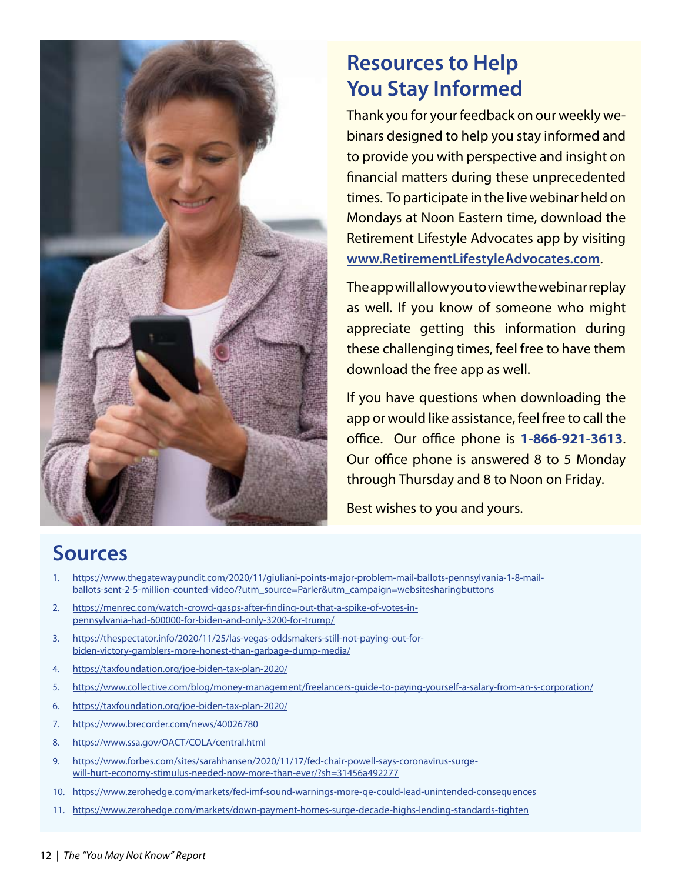## Resources to Help You Stay Informed

Thank you for your feedback on our weekly webinars designed to help you stay informed and to provide you with perspective and insight on financial matters during these unprecedented times. To participate in the live webinar held on Mondays at Noon Eastern time, download the Retirement Lifestyle Advocates app by visiting **www.RetirementLifestyleAdvocates.com**.

The app will allow you to view the webinar replay as well. If you know of someone who might appreciate getting this information during these challenging times, feel free to have them download the free app as well.

If you have questions when downloading the app or would like assistance, feel free to call the office. Our office phone is **1-866-921-3613**. Our office phone is answered 8 to 5 Monday through Thursday and 8 to Noon on Friday.

Best wishes to you and yours.

## Sources

1. https://www.thegatewaypundit.com/2020/11/giuliani-points-major-problem-mail-ballots-pennsylvania-1-8-mail-ballots-sent-2-5-million-counted-video/?utm_source=Parler&utm_campaign=websitesharingbuttons
2. https://menrec.com/watch-crowd-gasps-after-finding-out-that-a-spike-of-votes-in-pennsylvania-had-600000-for-biden-and-only-3200-for-trump/
3. https://thespectator.info/2020/11/25/las-vegas-oddsmakers-still-not-paying-out-for-biden-victory-gamblers-more-honest-than-garbage-dump-media/
4. https://taxfoundation.org/joe-biden-tax-plan-2020/
5. https://www.collective.com/blog/money-management/freelancers-guide-to-paying-yourself-a-salary-from-an-s-corporation/
6. https://taxfoundation.org/joe-biden-tax-plan-2020/
7. https://www.brecorder.com/news/40026780
8. https://www.ssa.gov/OACT/COLA/central.html
9. https://www.forbes.com/sites/sarahhansen/2020/11/17/fed-chair-powell-says-coronavirus-surge-will-hurt-economy-stimulus-needed-now-more-than-ever/?sh=31456a492277
10. https://www.zerohedge.com/markets/fed-imf-sound-warnings-more-qe-could-lead-unintended-consequences
11. https://www.zerohedge.com/markets/down-payment-homes-surge-decade-highs-lending-standards-tighten